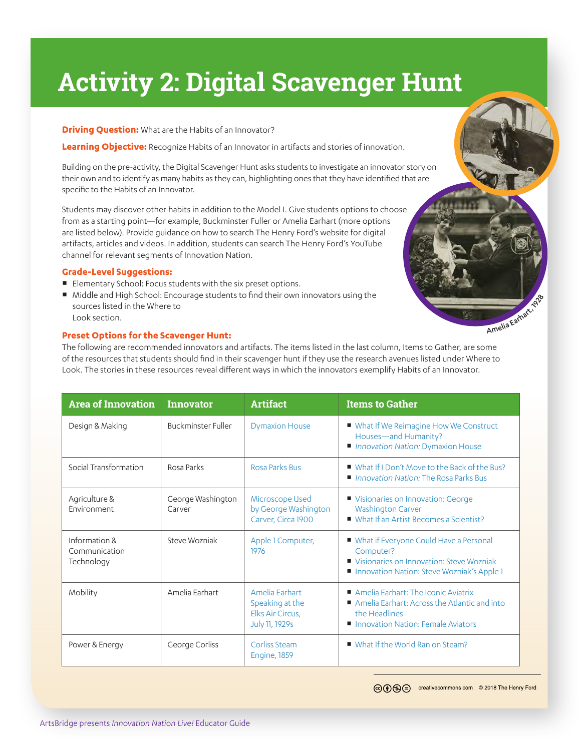# Activity 2: Digital Scavenger Hunt

**Driving Question:** What are the Habits of an Innovator?

**Learning Objective:** Recognize Habits of an Innovator in artifacts and stories of innovation.

Building on the pre-activity, the Digital Scavenger Hunt asks students to investigate an innovator story on their own and to identify as many habits as they can, highlighting ones that they have identified that are specific to the Habits of an Innovator.

Students may discover other habits in addition to the Model I. Give students options to choose from as a starting point—for example, Buckminster Fuller or Amelia Earhart (more options are listed below). Provide guidance on how to search The Henry Ford's website for digital artifacts, articles and videos. In addition, students can search The Henry Ford's YouTube channel for relevant segments of Innovation Nation.

Amelia Earhart, 1928

### Grade-Level Suggestions:

- Elementary School: Focus students with the six preset options.
- Middle and High School: Encourage students to find their own innovators using the sources listed in the Where to Look section.

### Preset Options for the Scavenger Hunt:

The following are recommended innovators and artifacts. The items listed in the last column, Items to Gather, are some of the resources that students should find in their scavenger hunt if they use the research avenues listed under Where to Look. The stories in these resources reveal different ways in which the innovators exemplify Habits of an Innovator.

| Area of Innovation | Innovator | Artifact | Items to Gather |
|---|---|---|---|
| Design & Making | Buckminster Fuller | Dymaxion House | ■ What If We Reimagine How We Construct Houses—and Humanity?<br>■ *Innovation Nation:* Dymaxion House |
| Social Transformation | Rosa Parks | Rosa Parks Bus | ■ What If I Don't Move to the Back of the Bus?<br>■ *Innovation Nation:* The Rosa Parks Bus |
| Agriculture & Environment | George Washington Carver | Microscope Used by George Washington Carver, Circa 1900 | ■ Visionaries on Innovation: George Washington Carver<br>■ What If an Artist Becomes a Scientist? |
| Information & Communication Technology | Steve Wozniak | Apple 1 Computer, 1976 | ■ What if Everyone Could Have a Personal Computer?<br>■ Visionaries on Innovation: Steve Wozniak<br>■ Innovation Nation: Steve Wozniak's Apple 1 |
| Mobility | Amelia Earhart | Amelia Earhart Speaking at the Elks Air Circus, July 11, 1929s | ■ Amelia Earhart: The Iconic Aviatrix<br>■ Amelia Earhart: Across the Atlantic and into the Headlines<br>■ Innovation Nation: Female Aviators |
| Power & Energy | George Corliss | Corliss Steam Engine, 1859 | ■ What If the World Ran on Steam? |

creativecommons.com © 2018 The Henry Ford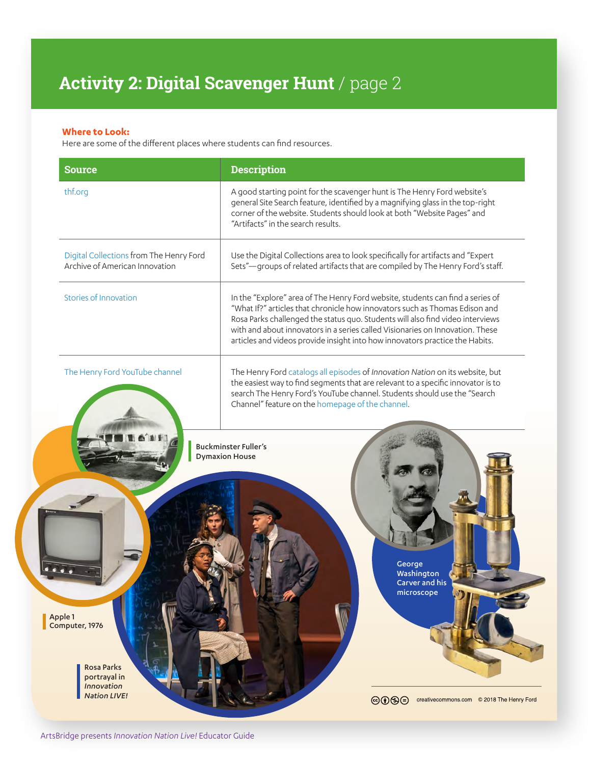# Activity 2: Digital Scavenger Hunt / page 2

**Where to Look:**
Here are some of the different places where students can find resources.

| Source | Description |
|---|---|
| thf.org | A good starting point for the scavenger hunt is The Henry Ford website's general Site Search feature, identified by a magnifying glass in the top-right corner of the website. Students should look at both "Website Pages" and "Artifacts" in the search results. |
| Digital Collections from The Henry Ford Archive of American Innovation | Use the Digital Collections area to look specifically for artifacts and "Expert Sets"—groups of related artifacts that are compiled by The Henry Ford's staff. |
| Stories of Innovation | In the "Explore" area of The Henry Ford website, students can find a series of "What If?" articles that chronicle how innovators such as Thomas Edison and Rosa Parks challenged the status quo. Students will also find video interviews with and about innovators in a series called Visionaries on Innovation. These articles and videos provide insight into how innovators practice the Habits. |
| The Henry Ford YouTube channel | The Henry Ford catalogs all episodes of *Innovation Nation* on its website, but the easiest way to find segments that are relevant to a specific innovator is to search The Henry Ford's YouTube channel. Students should use the "Search Channel" feature on the homepage of the channel. |

Buckminster Fuller's Dymaxion House

George Washington Carver and his microscope

Apple 1 Computer, 1976

Rosa Parks portrayal in *Innovation Nation LIVE!*

creativecommons.com © 2018 The Henry Ford

ArtsBridge presents *Innovation Nation Live!* Educator Guide